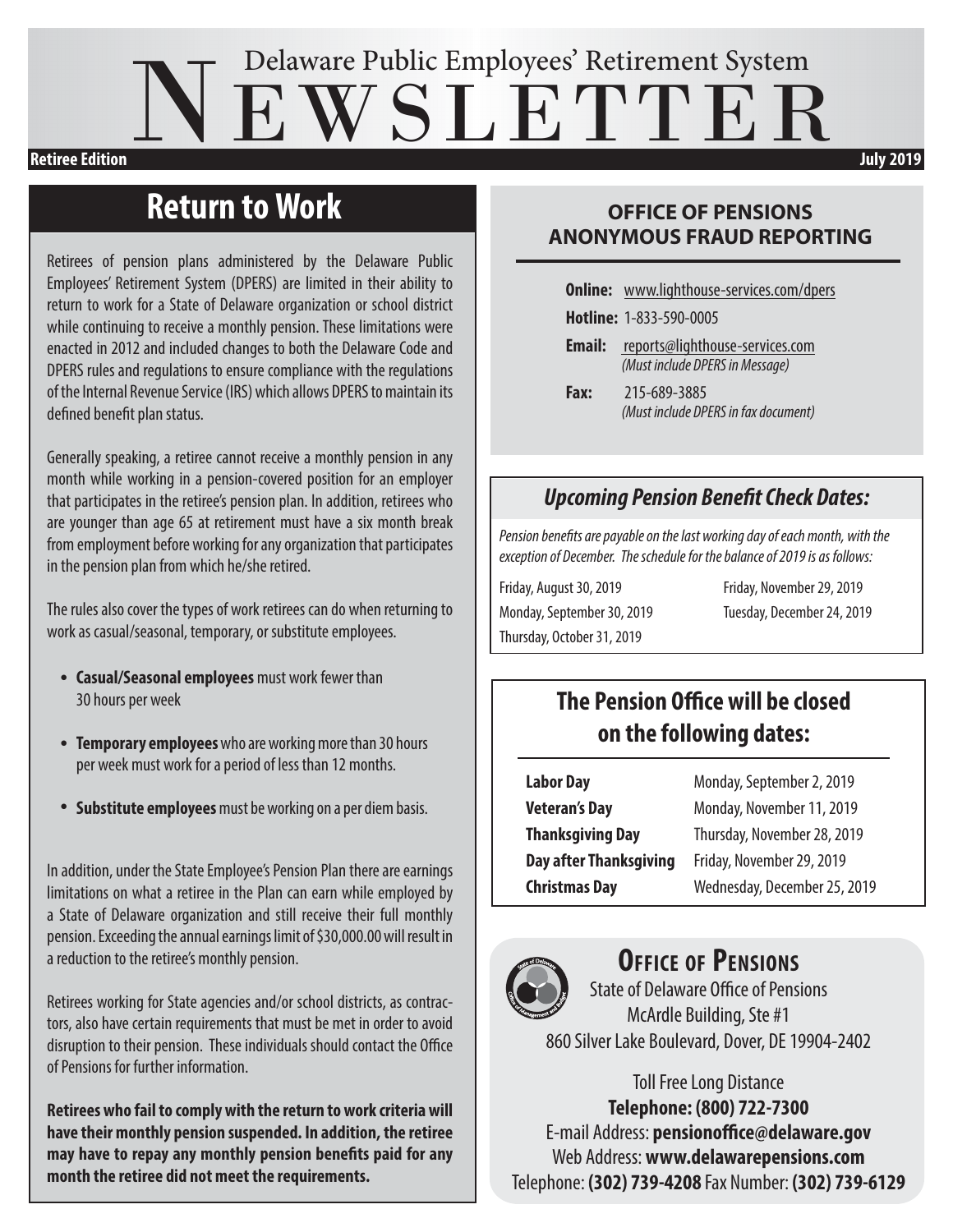# Delaware Public Employees' Retirement System NEWSLETTER

**Retiree Edition** **July 2019**

## Return to Work

Retirees of pension plans administered by the Delaware Public Employees' Retirement System (DPERS) are limited in their ability to return to work for a State of Delaware organization or school district while continuing to receive a monthly pension. These limitations were enacted in 2012 and included changes to both the Delaware Code and DPERS rules and regulations to ensure compliance with the regulations of the Internal Revenue Service (IRS) which allows DPERS to maintain its defined benefit plan status.

Generally speaking, a retiree cannot receive a monthly pension in any month while working in a pension-covered position for an employer that participates in the retiree's pension plan. In addition, retirees who are younger than age 65 at retirement must have a six month break from employment before working for any organization that participates in the pension plan from which he/she retired.

The rules also cover the types of work retirees can do when returning to work as casual/seasonal, temporary, or substitute employees.

- **Casual/Seasonal employees** must work fewer than 30 hours per week
- **Temporary employees** who are working more than 30 hours per week must work for a period of less than 12 months.
- **Substitute employees** must be working on a per diem basis.

In addition, under the State Employee's Pension Plan there are earnings limitations on what a retiree in the Plan can earn while employed by a State of Delaware organization and still receive their full monthly pension. Exceeding the annual earnings limit of $30,000.00 will result in a reduction to the retiree's monthly pension.

Retirees working for State agencies and/or school districts, as contractors, also have certain requirements that must be met in order to avoid disruption to their pension. These individuals should contact the Office of Pensions for further information.

**Retirees who fail to comply with the return to work criteria will have their monthly pension suspended. In addition, the retiree may have to repay any monthly pension benefits paid for any month the retiree did not meet the requirements.**

## OFFICE OF PENSIONS ANONYMOUS FRAUD REPORTING

**Online:** www.lighthouse-services.com/dpers

**Hotline:** 1-833-590-0005

**Email:** reports@lighthouse-services.com
*(Must include DPERS in Message)*

**Fax:** 215-689-3885
*(Must include DPERS in fax document)*

### *Upcoming Pension Benefit Check Dates:*

*Pension benefits are payable on the last working day of each month, with the exception of December. The schedule for the balance of 2019 is as follows:*

- Friday, August 30, 2019
- Monday, September 30, 2019
- Thursday, October 31, 2019
- Friday, November 29, 2019
- Tuesday, December 24, 2019

### The Pension Office will be closed on the following dates:

| | |
|---|---|
| **Labor Day** | Monday, September 2, 2019 |
| **Veteran's Day** | Monday, November 11, 2019 |
| **Thanksgiving Day** | Thursday, November 28, 2019 |
| **Day after Thanksgiving** | Friday, November 29, 2019 |
| **Christmas Day** | Wednesday, December 25, 2019 |

## Office of Pensions

State of Delaware Office of Pensions
McArdle Building, Ste #1
860 Silver Lake Boulevard, Dover, DE 19904-2402

Toll Free Long Distance
**Telephone: (800) 722-7300**
E-mail Address: **pensionoffice@delaware.gov**
Web Address: **www.delawarepensions.com**
Telephone: **(302) 739-4208** Fax Number: **(302) 739-6129**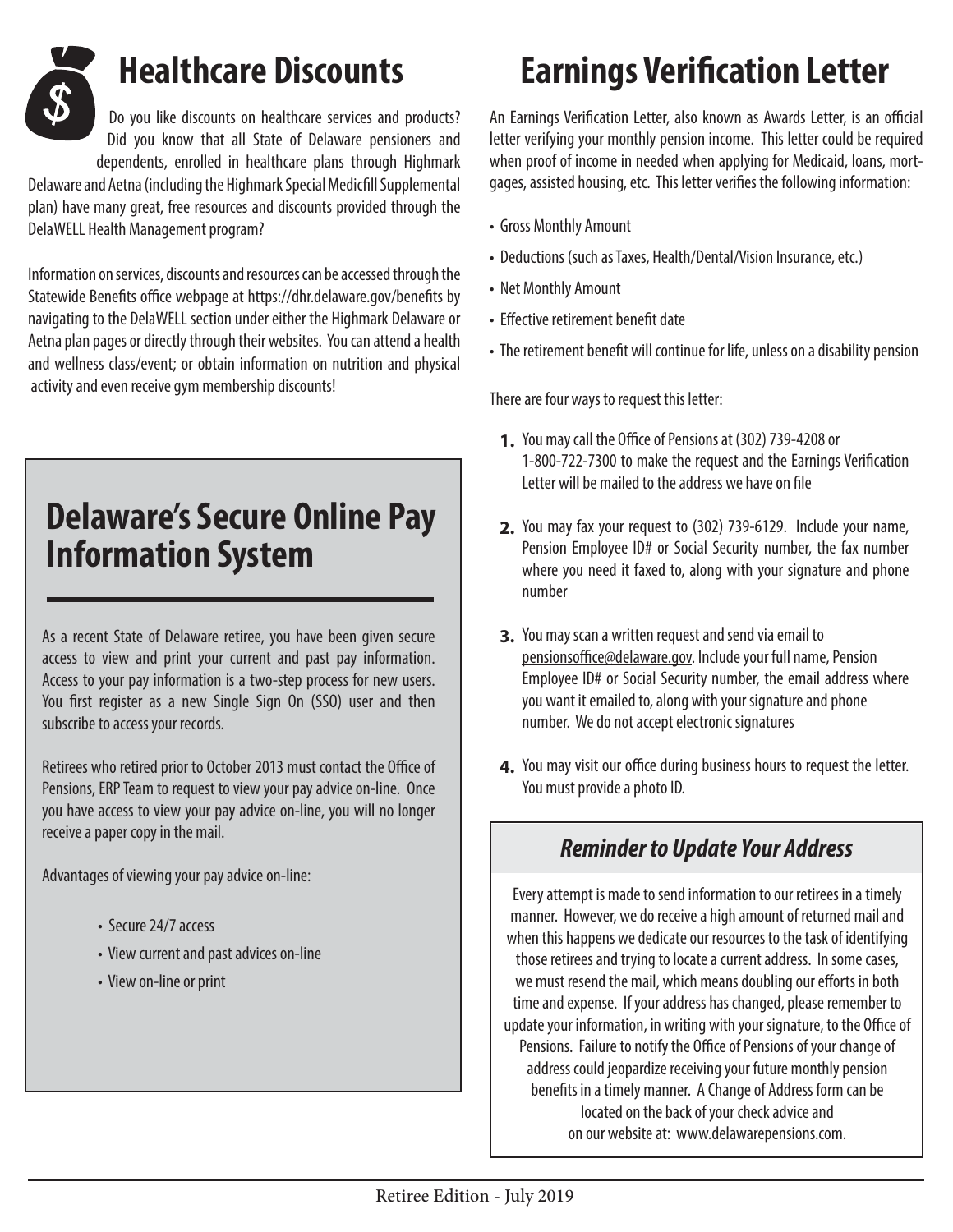# Healthcare Discounts

Do you like discounts on healthcare services and products? Did you know that all State of Delaware pensioners and dependents, enrolled in healthcare plans through Highmark Delaware and Aetna (including the Highmark Special Medicfill Supplemental plan) have many great, free resources and discounts provided through the DelaWELL Health Management program?

Information on services, discounts and resources can be accessed through the Statewide Benefits office webpage at https://dhr.delaware.gov/benefits by navigating to the DelaWELL section under either the Highmark Delaware or Aetna plan pages or directly through their websites. You can attend a health and wellness class/event; or obtain information on nutrition and physical activity and even receive gym membership discounts!

## Delaware's Secure Online Pay Information System

As a recent State of Delaware retiree, you have been given secure access to view and print your current and past pay information. Access to your pay information is a two-step process for new users. You first register as a new Single Sign On (SSO) user and then subscribe to access your records.

Retirees who retired prior to October 2013 must contact the Office of Pensions, ERP Team to request to view your pay advice on-line. Once you have access to view your pay advice on-line, you will no longer receive a paper copy in the mail.

Advantages of viewing your pay advice on-line:

- Secure 24/7 access
- View current and past advices on-line
- View on-line or print

# Earnings Verification Letter

An Earnings Verification Letter, also known as Awards Letter, is an official letter verifying your monthly pension income. This letter could be required when proof of income in needed when applying for Medicaid, loans, mortgages, assisted housing, etc. This letter verifies the following information:

- Gross Monthly Amount
- Deductions (such as Taxes, Health/Dental/Vision Insurance, etc.)
- Net Monthly Amount
- Effective retirement benefit date
- The retirement benefit will continue for life, unless on a disability pension

There are four ways to request this letter:

1. You may call the Office of Pensions at (302) 739-4208 or 1-800-722-7300 to make the request and the Earnings Verification Letter will be mailed to the address we have on file
2. You may fax your request to (302) 739-6129. Include your name, Pension Employee ID# or Social Security number, the fax number where you need it faxed to, along with your signature and phone number
3. You may scan a written request and send via email to pensionsoffice@delaware.gov. Include your full name, Pension Employee ID# or Social Security number, the email address where you want it emailed to, along with your signature and phone number. We do not accept electronic signatures
4. You may visit our office during business hours to request the letter. You must provide a photo ID.

### *Reminder to Update Your Address*

Every attempt is made to send information to our retirees in a timely manner. However, we do receive a high amount of returned mail and when this happens we dedicate our resources to the task of identifying those retirees and trying to locate a current address. In some cases, we must resend the mail, which means doubling our efforts in both time and expense. If your address has changed, please remember to update your information, in writing with your signature, to the Office of Pensions. Failure to notify the Office of Pensions of your change of address could jeopardize receiving your future monthly pension benefits in a timely manner. A Change of Address form can be located on the back of your check advice and on our website at: www.delawarepensions.com.